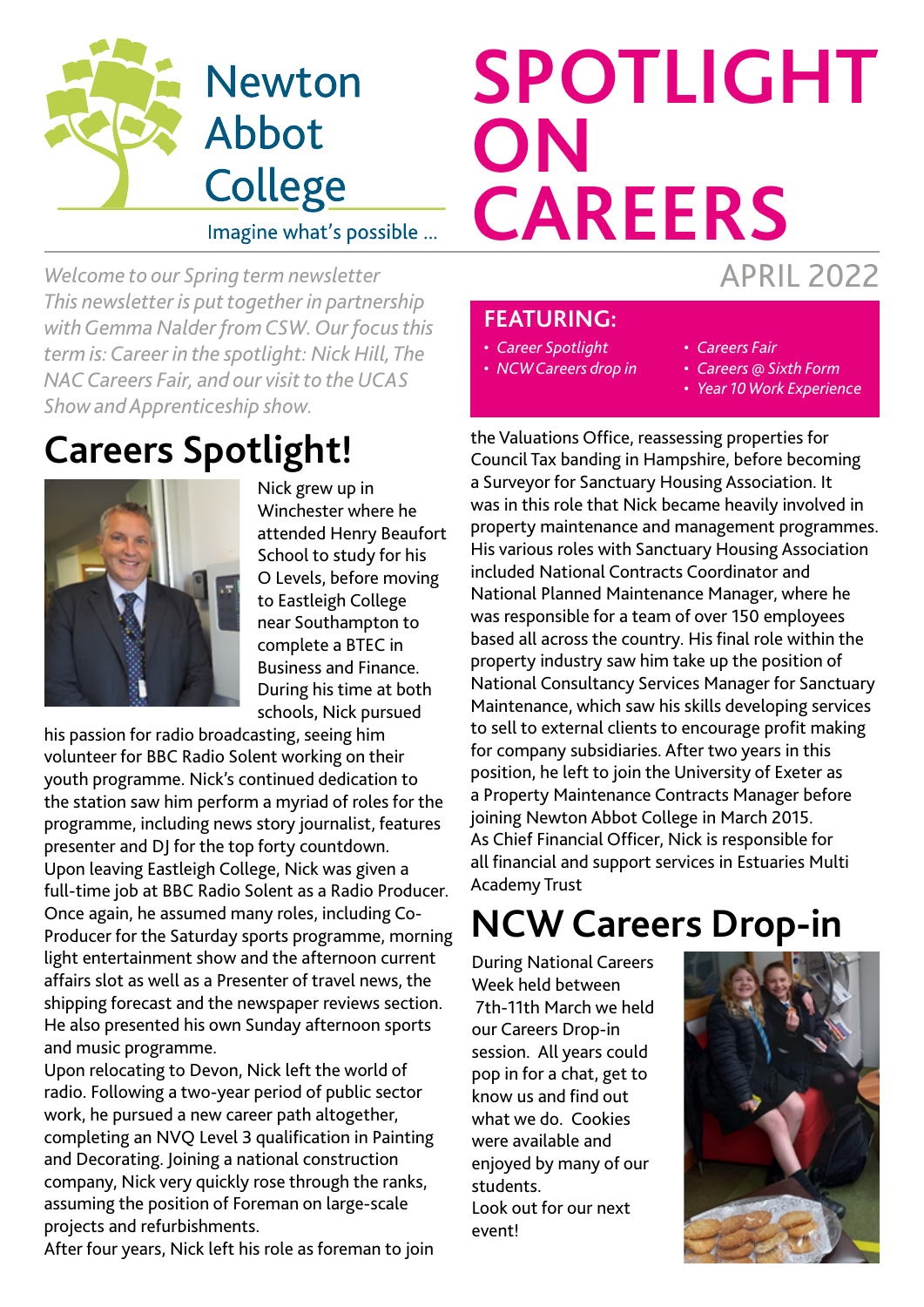Newton Abbot College

Imagine what's possible ...

# SPOTLIGHT ON CAREERS

APRIL 2022

*Welcome to our Spring term newsletter*
*This newsletter is put together in partnership with Gemma Nalder from CSW. Our focus this term is: Career in the spotlight: Nick Hill, The NAC Careers Fair, and our visit to the UCAS Show and Apprenticeship show.*

**FEATURING:**

- *Career Spotlight*
- *NCW Careers drop in*
- *Careers Fair*
- *Careers @ Sixth Form*
- *Year 10 Work Experience*

## Careers Spotlight!

Nick grew up in Winchester where he attended Henry Beaufort School to study for his O Levels, before moving to Eastleigh College near Southampton to complete a BTEC in Business and Finance. During his time at both schools, Nick pursued his passion for radio broadcasting, seeing him volunteer for BBC Radio Solent working on their youth programme. Nick's continued dedication to the station saw him perform a myriad of roles for the programme, including news story journalist, features presenter and DJ for the top forty countdown.

Upon leaving Eastleigh College, Nick was given a full-time job at BBC Radio Solent as a Radio Producer. Once again, he assumed many roles, including Co-Producer for the Saturday sports programme, morning light entertainment show and the afternoon current affairs slot as well as a Presenter of travel news, the shipping forecast and the newspaper reviews section. He also presented his own Sunday afternoon sports and music programme.

Upon relocating to Devon, Nick left the world of radio. Following a two-year period of public sector work, he pursued a new career path altogether, completing an NVQ Level 3 qualification in Painting and Decorating. Joining a national construction company, Nick very quickly rose through the ranks, assuming the position of Foreman on large-scale projects and refurbishments.

After four years, Nick left his role as foreman to join the Valuations Office, reassessing properties for Council Tax banding in Hampshire, before becoming a Surveyor for Sanctuary Housing Association. It was in this role that Nick became heavily involved in property maintenance and management programmes. His various roles with Sanctuary Housing Association included National Contracts Coordinator and National Planned Maintenance Manager, where he was responsible for a team of over 150 employees based all across the country. His final role within the property industry saw him take up the position of National Consultancy Services Manager for Sanctuary Maintenance, which saw his skills developing services to sell to external clients to encourage profit making for company subsidiaries. After two years in this position, he left to join the University of Exeter as a Property Maintenance Contracts Manager before joining Newton Abbot College in March 2015.

As Chief Financial Officer, Nick is responsible for all financial and support services in Estuaries Multi Academy Trust

## NCW Careers Drop-in

During National Careers Week held between 7th-11th March we held our Careers Drop-in session. All years could pop in for a chat, get to know us and find out what we do. Cookies were available and enjoyed by many of our students.

Look out for our next event!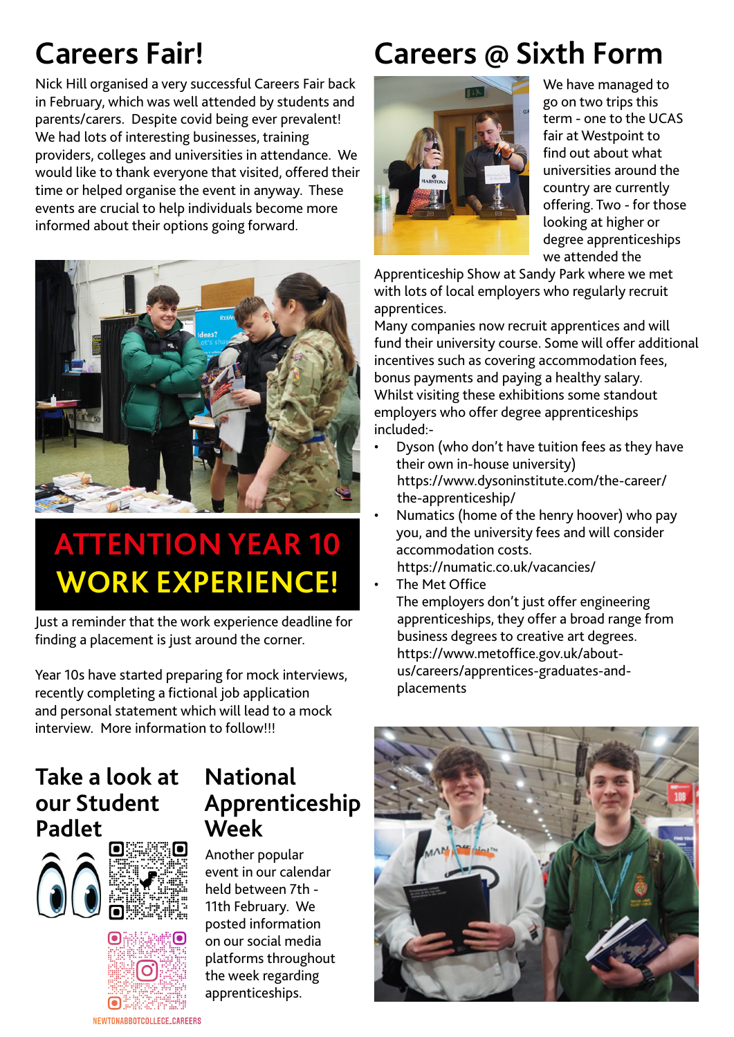# Careers Fair!

Nick Hill organised a very successful Careers Fair back in February, which was well attended by students and parents/carers. Despite covid being ever prevalent! We had lots of interesting businesses, training providers, colleges and universities in attendance. We would like to thank everyone that visited, offered their time or helped organise the event in anyway. These events are crucial to help individuals become more informed about their options going forward.

## ATTENTION YEAR 10 WORK EXPERIENCE!

Just a reminder that the work experience deadline for finding a placement is just around the corner.

Year 10s have started preparing for mock interviews, recently completing a fictional job application and personal statement which will lead to a mock interview. More information to follow!!!

## Take a look at our Student Padlet

NEWTONABBOTCOLLEGE.CAREERS

## National Apprenticeship Week

Another popular event in our calendar held between 7th - 11th February. We posted information on our social media platforms throughout the week regarding apprenticeships.

# Careers @ Sixth Form

We have managed to go on two trips this term - one to the UCAS fair at Westpoint to find out about what universities around the country are currently offering. Two - for those looking at higher or degree apprenticeships we attended the Apprenticeship Show at Sandy Park where we met with lots of local employers who regularly recruit apprentices.

Many companies now recruit apprentices and will fund their university course. Some will offer additional incentives such as covering accommodation fees, bonus payments and paying a healthy salary.

Whilst visiting these exhibitions some standout employers who offer degree apprenticeships included:-

- Dyson (who don't have tuition fees as they have their own in-house university) https://www.dysoninstitute.com/the-career/the-apprenticeship/
- Numatics (home of the henry hoover) who pay you, and the university fees and will consider accommodation costs. https://numatic.co.uk/vacancies/
- The Met Office
  The employers don't just offer engineering apprenticeships, they offer a broad range from business degrees to creative art degrees. https://www.metoffice.gov.uk/about-us/careers/apprentices-graduates-and-placements